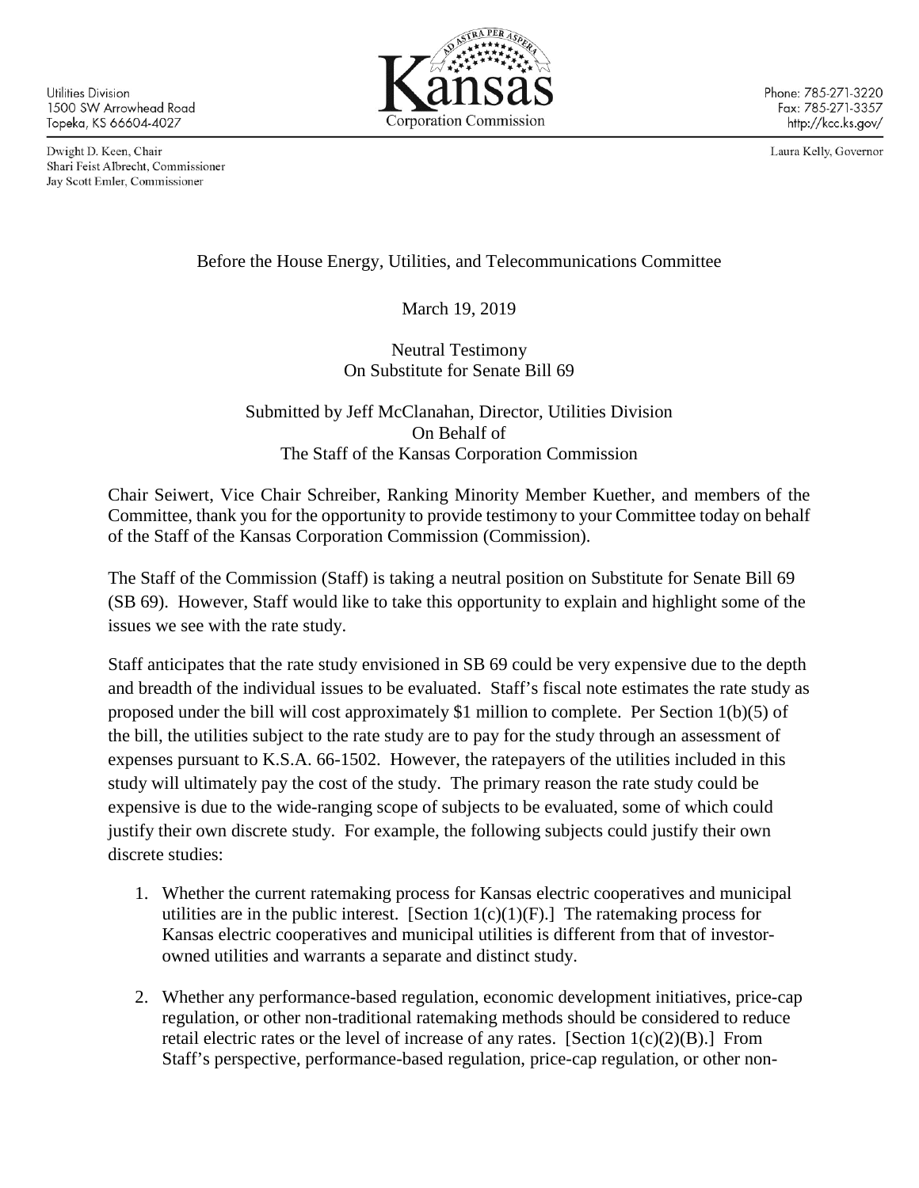Utilities Division
1500 SW Arrowhead Road
Topeka, KS 66604-4027

Dwight D. Keen, Chair
Shari Feist Albrecht, Commissioner
Jay Scott Emler, Commissioner

Kansas Corporation Commission

Phone: 785-271-3220
Fax: 785-271-3357
http://kcc.ks.gov/

Laura Kelly, Governor

Before the House Energy, Utilities, and Telecommunications Committee

March 19, 2019

Neutral Testimony
On Substitute for Senate Bill 69

Submitted by Jeff McClanahan, Director, Utilities Division
On Behalf of
The Staff of the Kansas Corporation Commission

Chair Seiwert, Vice Chair Schreiber, Ranking Minority Member Kuether, and members of the Committee, thank you for the opportunity to provide testimony to your Committee today on behalf of the Staff of the Kansas Corporation Commission (Commission).

The Staff of the Commission (Staff) is taking a neutral position on Substitute for Senate Bill 69 (SB 69). However, Staff would like to take this opportunity to explain and highlight some of the issues we see with the rate study.

Staff anticipates that the rate study envisioned in SB 69 could be very expensive due to the depth and breadth of the individual issues to be evaluated. Staff's fiscal note estimates the rate study as proposed under the bill will cost approximately $1 million to complete. Per Section 1(b)(5) of the bill, the utilities subject to the rate study are to pay for the study through an assessment of expenses pursuant to K.S.A. 66-1502. However, the ratepayers of the utilities included in this study will ultimately pay the cost of the study. The primary reason the rate study could be expensive is due to the wide-ranging scope of subjects to be evaluated, some of which could justify their own discrete study. For example, the following subjects could justify their own discrete studies:

1. Whether the current ratemaking process for Kansas electric cooperatives and municipal utilities are in the public interest. [Section 1(c)(1)(F).] The ratemaking process for Kansas electric cooperatives and municipal utilities is different from that of investor-owned utilities and warrants a separate and distinct study.

2. Whether any performance-based regulation, economic development initiatives, price-cap regulation, or other non-traditional ratemaking methods should be considered to reduce retail electric rates or the level of increase of any rates. [Section 1(c)(2)(B).] From Staff's perspective, performance-based regulation, price-cap regulation, or other non-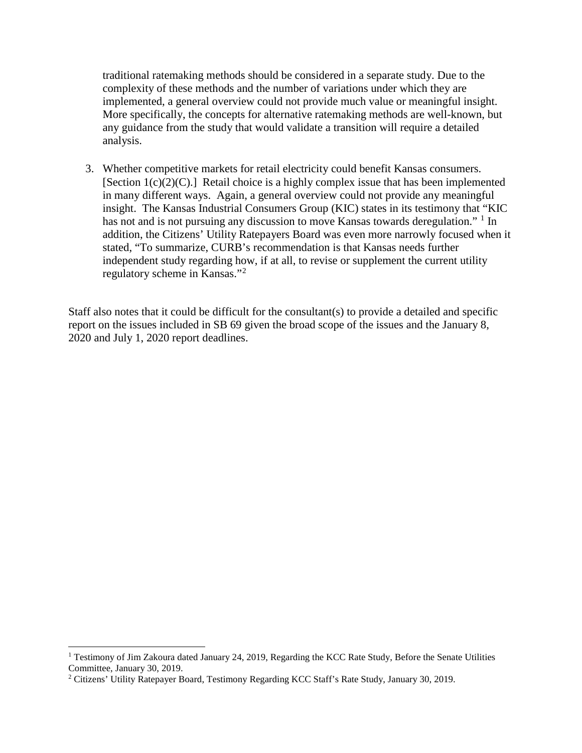traditional ratemaking methods should be considered in a separate study. Due to the complexity of these methods and the number of variations under which they are implemented, a general overview could not provide much value or meaningful insight. More specifically, the concepts for alternative ratemaking methods are well-known, but any guidance from the study that would validate a transition will require a detailed analysis.

3. Whether competitive markets for retail electricity could benefit Kansas consumers. [Section 1(c)(2)(C).] Retail choice is a highly complex issue that has been implemented in many different ways. Again, a general overview could not provide any meaningful insight. The Kansas Industrial Consumers Group (KIC) states in its testimony that "KIC has not and is not pursuing any discussion to move Kansas towards deregulation." [1] In addition, the Citizens' Utility Ratepayers Board was even more narrowly focused when it stated, "To summarize, CURB's recommendation is that Kansas needs further independent study regarding how, if at all, to revise or supplement the current utility regulatory scheme in Kansas."[2]

Staff also notes that it could be difficult for the consultant(s) to provide a detailed and specific report on the issues included in SB 69 given the broad scope of the issues and the January 8, 2020 and July 1, 2020 report deadlines.

[1] Testimony of Jim Zakoura dated January 24, 2019, Regarding the KCC Rate Study, Before the Senate Utilities Committee, January 30, 2019.

[2] Citizens' Utility Ratepayer Board, Testimony Regarding KCC Staff's Rate Study, January 30, 2019.